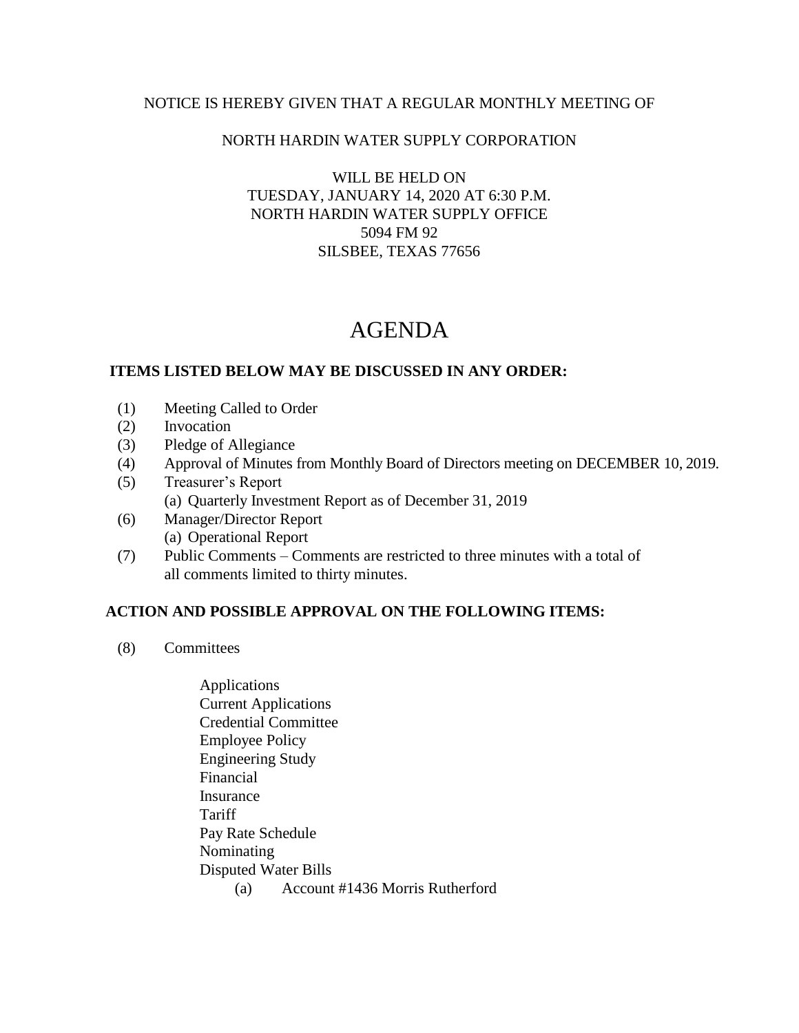NOTICE IS HEREBY GIVEN THAT A REGULAR MONTHLY MEETING OF

NORTH HARDIN WATER SUPPLY CORPORATION

WILL BE HELD ON
TUESDAY, JANUARY 14, 2020 AT 6:30 P.M.
NORTH HARDIN WATER SUPPLY OFFICE
5094 FM 92
SILSBEE, TEXAS 77656

# AGENDA

**ITEMS LISTED BELOW MAY BE DISCUSSED IN ANY ORDER:**

(1) Meeting Called to Order
(2) Invocation
(3) Pledge of Allegiance
(4) Approval of Minutes from Monthly Board of Directors meeting on DECEMBER 10, 2019.
(5) Treasurer's Report
    (a) Quarterly Investment Report as of December 31, 2019
(6) Manager/Director Report
    (a) Operational Report
(7) Public Comments – Comments are restricted to three minutes with a total of all comments limited to thirty minutes.

**ACTION AND POSSIBLE APPROVAL ON THE FOLLOWING ITEMS:**

(8) Committees

Applications
Current Applications
Credential Committee
Employee Policy
Engineering Study
Financial
Insurance
Tariff
Pay Rate Schedule
Nominating
Disputed Water Bills
    (a) Account #1436 Morris Rutherford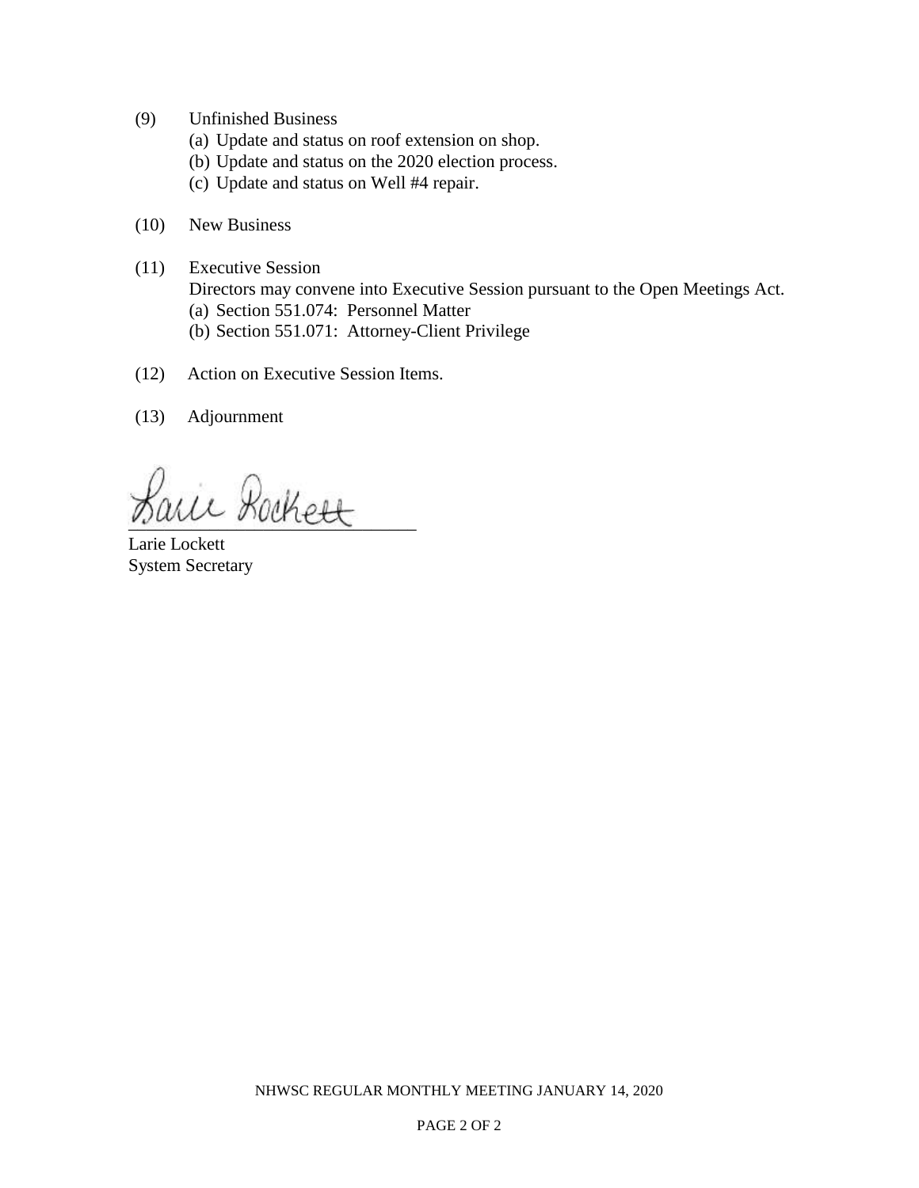(9) Unfinished Business
   (a) Update and status on roof extension on shop.
   (b) Update and status on the 2020 election process.
   (c) Update and status on Well #4 repair.

(10) New Business

(11) Executive Session
   Directors may convene into Executive Session pursuant to the Open Meetings Act.
   (a) Section 551.074: Personnel Matter
   (b) Section 551.071: Attorney-Client Privilege

(12) Action on Executive Session Items.

(13) Adjournment

Larie Lockett
System Secretary

NHWSC REGULAR MONTHLY MEETING JANUARY 14, 2020